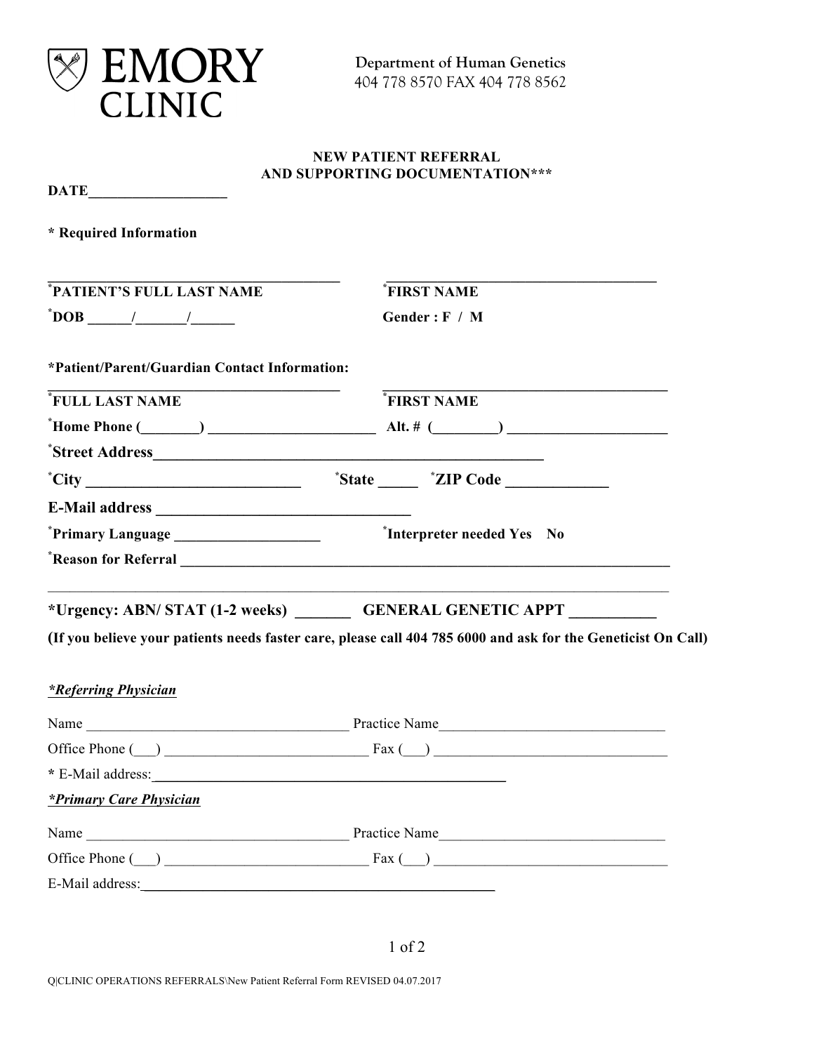EMORY CLINIC

Department of Human Genetics
404 778 8570 FAX 404 778 8562

**NEW PATIENT REFERRAL**
**AND SUPPORTING DOCUMENTATION*****

**DATE___________________**

**\* Required Information**

_______________________________________ _______________________________________
**\*PATIENT'S FULL LAST NAME** **\*FIRST NAME**

**\*DOB ______/_______/______** **Gender : F / M**

**\*Patient/Parent/Guardian Contact Information:**

_______________________________________ _______________________________________
**\*FULL LAST NAME** **\*FIRST NAME**

**\*Home Phone (________) ______________________ Alt. # (_________) _____________________**

**\*Street Address__________________________________________________**

**\*City __________________________ \*State _____ \*ZIP Code _____________**

**E-Mail address ________________________________**

**\*Primary Language ___________________ \*Interpreter needed Yes No**

**\*Reason for Referral ______________________________________________________________**

________________________________________________________________________________

**\*Urgency: ABN/ STAT (1-2 weeks) _______ GENERAL GENETIC APPT ___________**

**(If you believe your patients needs faster care, please call 404 785 6000 and ask for the Geneticist On Call)**

***\*Referring Physician***

Name ____________________________________ Practice Name_______________________________

Office Phone (___) ___________________________ Fax (___) ________________________________

**\*** E-Mail address:________________________________________________

***\*Primary Care Physician***

Name ____________________________________ Practice Name_______________________________

Office Phone (___) ___________________________ Fax (___) ________________________________

E-Mail address:________________________________________________

Q|CLINIC OPERATIONS REFERRALS\New Patient Referral Form REVISED 04.07.2017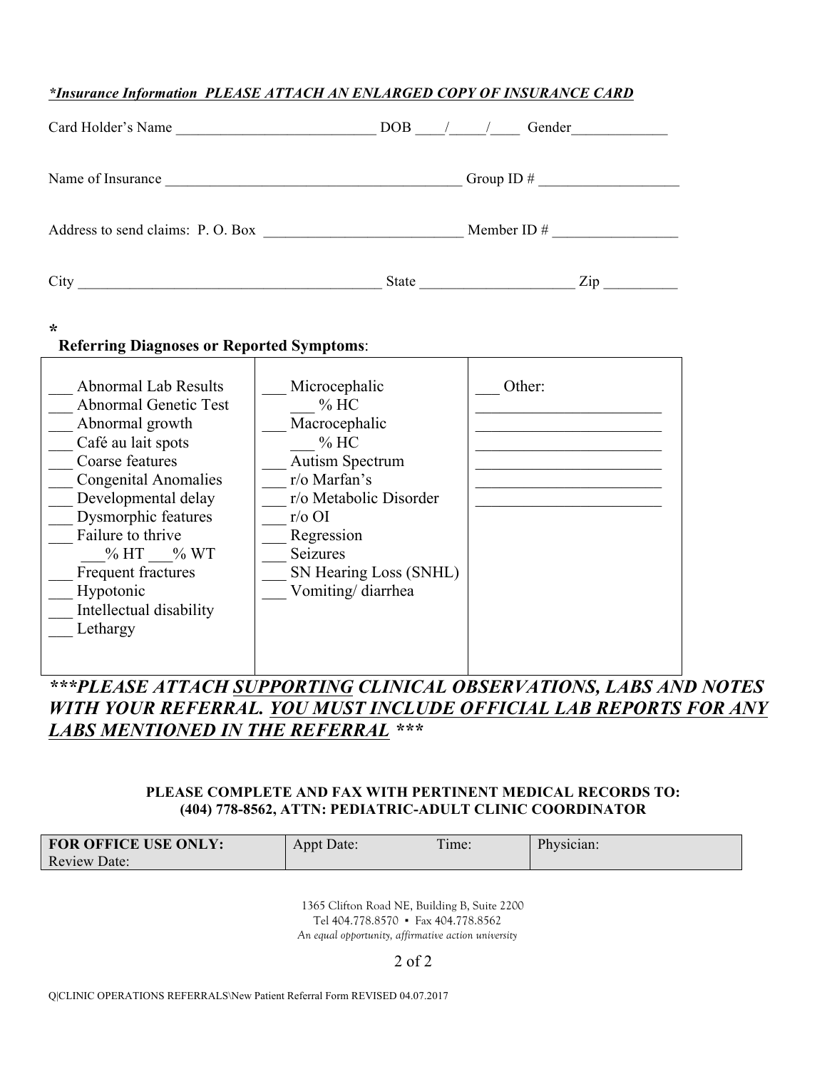***Insurance Information PLEASE ATTACH AN ENLARGED COPY OF INSURANCE CARD***

Card Holder's Name ___________________________ DOB ____/_____/____ Gender_____________

Name of Insurance ________________________________________ Group ID # ___________________

Address to send claims: P. O. Box ___________________________ Member ID # _________________

City _________________________________________ State ____________________ Zip __________

\* **Referring Diagnoses or Reported Symptoms**:

| | | |
|---|---|---|
| ___ Abnormal Lab Results<br>___ Abnormal Genetic Test<br>___ Abnormal growth<br>___ Café au lait spots<br>___ Coarse features<br>___ Congenital Anomalies<br>___ Developmental delay<br>___ Dysmorphic features<br>___ Failure to thrive<br>___% HT ___% WT<br>___ Frequent fractures<br>___ Hypotonic<br>___ Intellectual disability<br>___ Lethargy | ___ Microcephalic<br>___ % HC<br>___ Macrocephalic<br>___ % HC<br>___ Autism Spectrum<br>___ r/o Marfan's<br>___ r/o Metabolic Disorder<br>___ r/o OI<br>___ Regression<br>___ Seizures<br>___ SN Hearing Loss (SNHL)<br>___ Vomiting/ diarrhea | ___ Other:<br>_______________________<br>_______________________<br>_______________________<br>_______________________<br>_______________________<br>_______________________ |

***\*\*\*PLEASE ATTACH SUPPORTING CLINICAL OBSERVATIONS, LABS AND NOTES WITH YOUR REFERRAL. YOU MUST INCLUDE OFFICIAL LAB REPORTS FOR ANY LABS MENTIONED IN THE REFERRAL \*\*\****

**PLEASE COMPLETE AND FAX WITH PERTINENT MEDICAL RECORDS TO:**
**(404) 778-8562, ATTN: PEDIATRIC-ADULT CLINIC COORDINATOR**

| **FOR OFFICE USE ONLY:**<br>Review Date: | Appt Date: | Time: | Physician: |
|---|---|---|---|

1365 Clifton Road NE, Building B, Suite 2200
Tel 404.778.8570 • Fax 404.778.8562
*An equal opportunity, affirmative action university*

Q|CLINIC OPERATIONS REFERRALS\New Patient Referral Form REVISED 04.07.2017